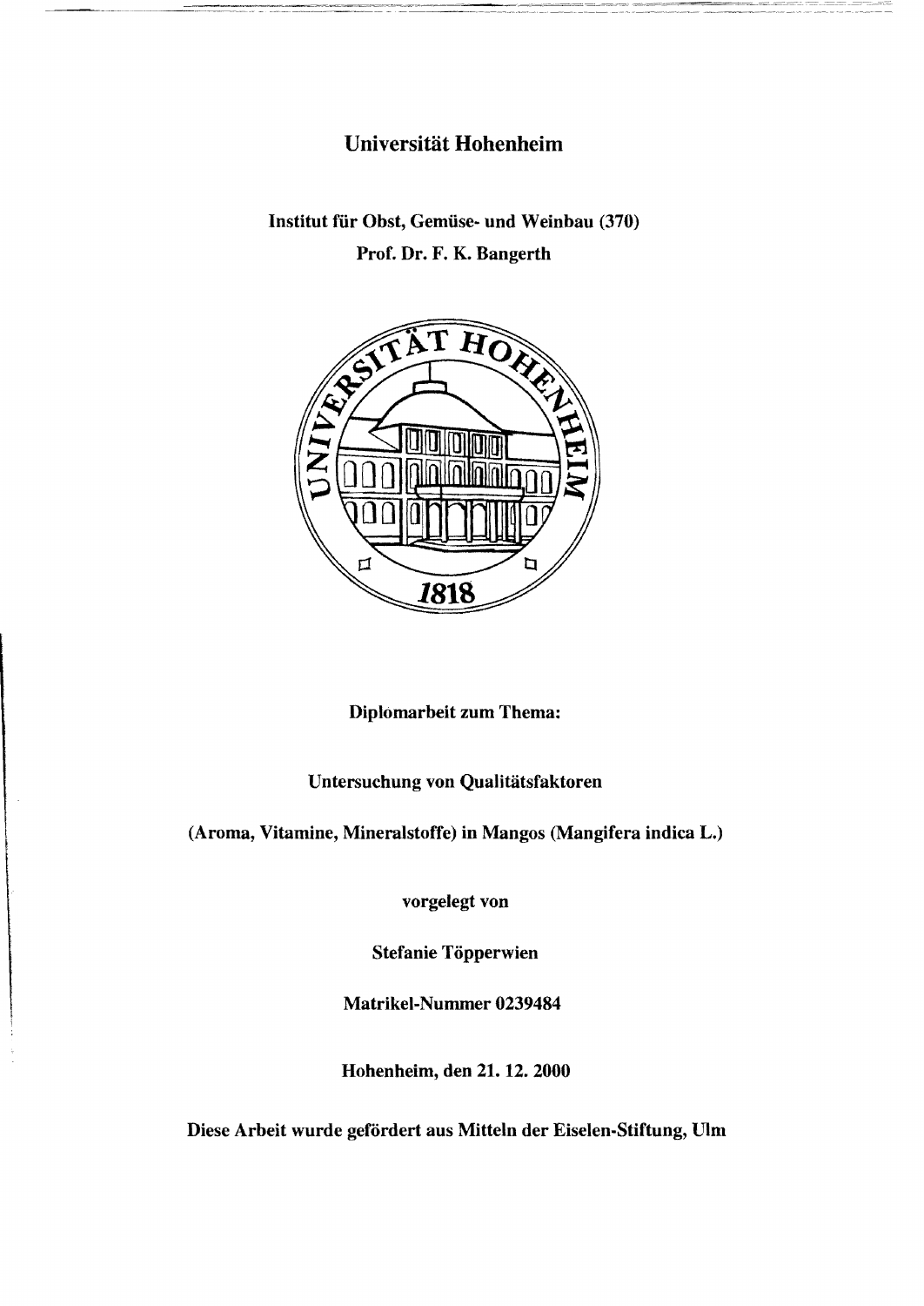# Universität Hohenheim

**Institut für Obst, Gemüse- und Weinbau (370)**

**Prof. Dr. F. K. Bangerth**

**Diplomarbeit zum Thema:**

**Untersuchung von Qualitätsfaktoren**

**(Aroma, Vitamine, Mineralstoffe) in Mangos (Mangifera indica L.)**

**vorgelegt von**

**Stefanie Töpperwien**

**Matrikel-Nummer 0239484**

**Hohenheim, den 21. 12. 2000**

**Diese Arbeit wurde gefördert aus Mitteln der Eiselen-Stiftung, Ulm**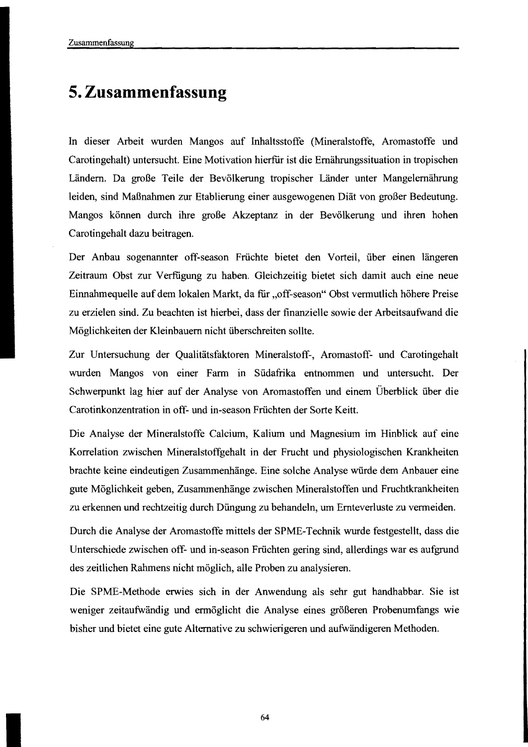# 5. Zusammenfassung

In dieser Arbeit wurden Mangos auf Inhaltsstoffe (Mineralstoffe, Aromastoffe und Carotingehalt) untersucht. Eine Motivation hierfür ist die Ernährungssituation in tropischen Ländern. Da große Teile der Bevölkerung tropischer Länder unter Mangelernährung leiden, sind Maßnahmen zur Etablierung einer ausgewogenen Diät von großer Bedeutung. Mangos können durch ihre große Akzeptanz in der Bevölkerung und ihren hohen Carotingehalt dazu beitragen.

Der Anbau sogenannter off-season Früchte bietet den Vorteil, über einen längeren Zeitraum Obst zur Verfügung zu haben. Gleichzeitig bietet sich damit auch eine neue Einnahmequelle auf dem lokalen Markt, da für „off-season" Obst vermutlich höhere Preise zu erzielen sind. Zu beachten ist hierbei, dass der finanzielle sowie der Arbeitsaufwand die Möglichkeiten der Kleinbauern nicht überschreiten sollte.

Zur Untersuchung der Qualitätsfaktoren Mineralstoff-, Aromastoff- und Carotingehalt wurden Mangos von einer Farm in Südafrika entnommen und untersucht. Der Schwerpunkt lag hier auf der Analyse von Aromastoffen und einem Überblick über die Carotinkonzentration in off- und in-season Früchten der Sorte Keitt.

Die Analyse der Mineralstoffe Calcium, Kalium und Magnesium im Hinblick auf eine Korrelation zwischen Mineralstoffgehalt in der Frucht und physiologischen Krankheiten brachte keine eindeutigen Zusammenhänge. Eine solche Analyse würde dem Anbauer eine gute Möglichkeit geben, Zusammenhänge zwischen Mineralstoffen und Fruchtkrankheiten zu erkennen und rechtzeitig durch Düngung zu behandeln, um Ernteverluste zu vermeiden.

Durch die Analyse der Aromastoffe mittels der SPME-Technik wurde festgestellt, dass die Unterschiede zwischen off- und in-season Früchten gering sind, allerdings war es aufgrund des zeitlichen Rahmens nicht möglich, alle Proben zu analysieren.

Die SPME-Methode erwies sich in der Anwendung als sehr gut handhabbar. Sie ist weniger zeitaufwändig und ermöglicht die Analyse eines größeren Probenumfangs wie bisher und bietet eine gute Alternative zu schwierigeren und aufwändigeren Methoden.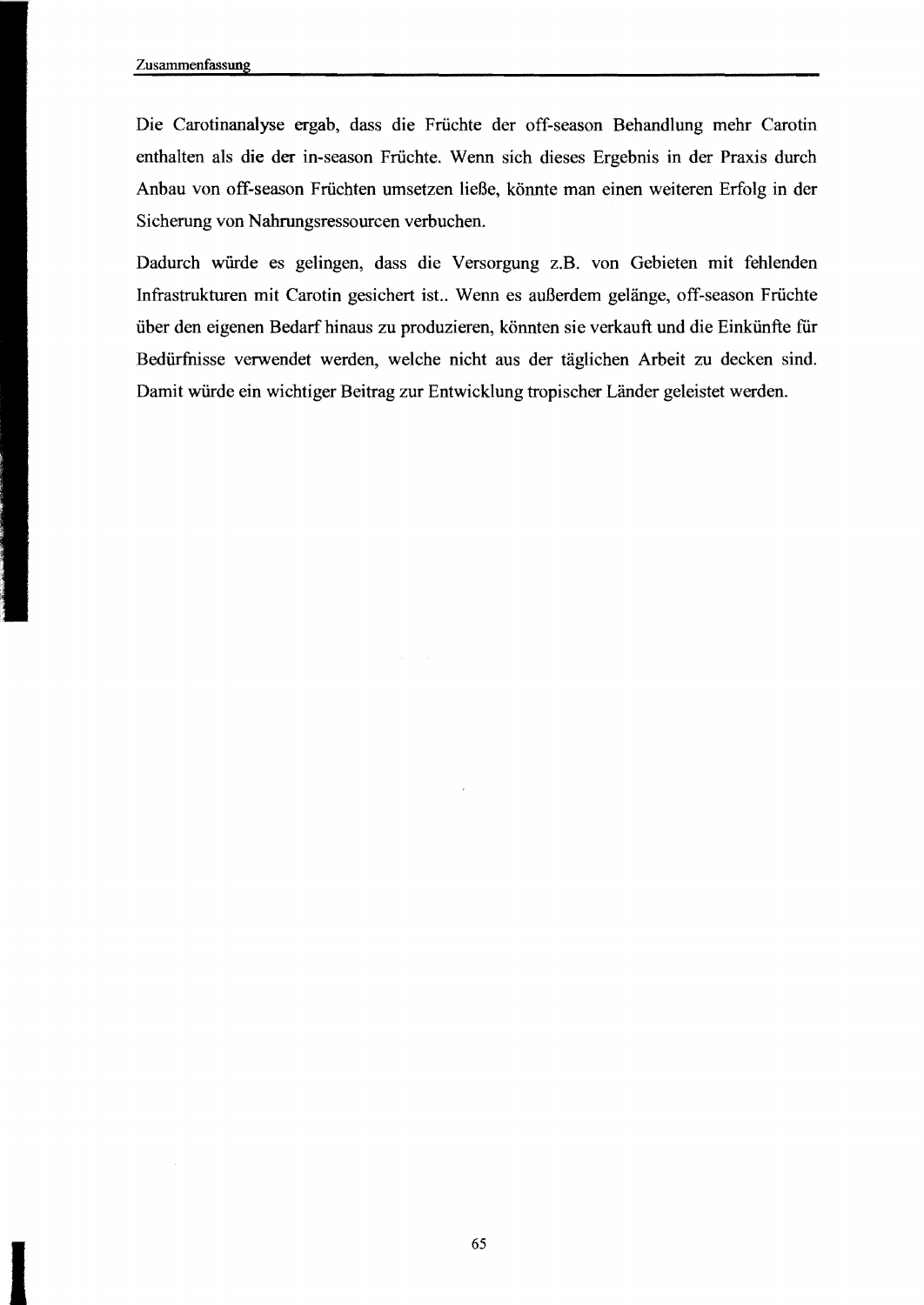Die Carotinanalyse ergab, dass die Früchte der off-season Behandlung mehr Carotin enthalten als die der in-season Früchte. Wenn sich dieses Ergebnis in der Praxis durch Anbau von off-season Früchten umsetzen ließe, könnte man einen weiteren Erfolg in der Sicherung von Nahrungsressourcen verbuchen.

Dadurch würde es gelingen, dass die Versorgung z.B. von Gebieten mit fehlenden Infrastrukturen mit Carotin gesichert ist.. Wenn es außerdem gelänge, off-season Früchte über den eigenen Bedarf hinaus zu produzieren, könnten sie verkauft und die Einkünfte für Bedürfnisse verwendet werden, welche nicht aus der täglichen Arbeit zu decken sind. Damit würde ein wichtiger Beitrag zur Entwicklung tropischer Länder geleistet werden.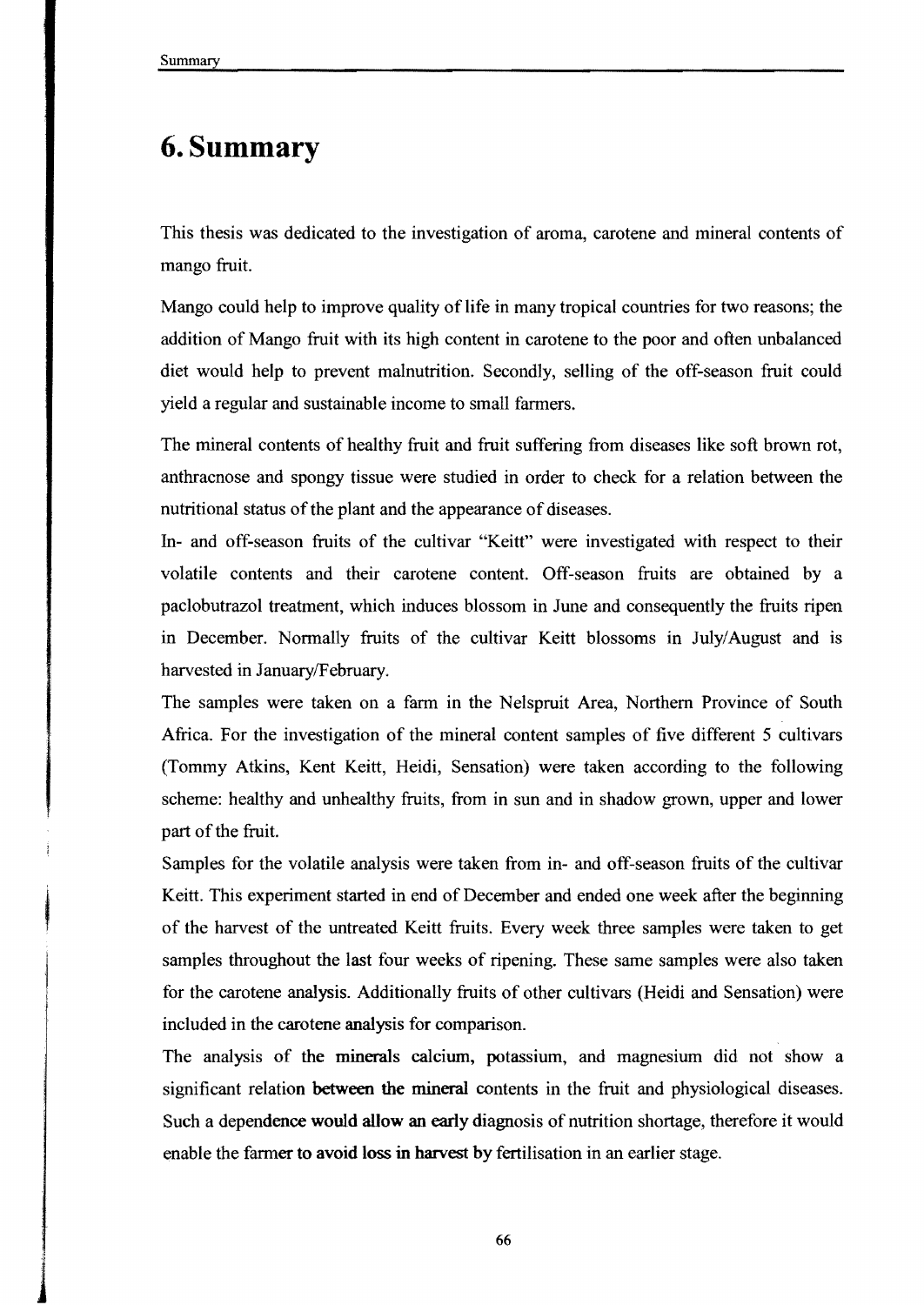# 6. Summary

This thesis was dedicated to the investigation of aroma, carotene and mineral contents of mango fruit.

Mango could help to improve quality of life in many tropical countries for two reasons; the addition of Mango fruit with its high content in carotene to the poor and often unbalanced diet would help to prevent malnutrition. Secondly, selling of the off-season fruit could yield a regular and sustainable income to small farmers.

The mineral contents of healthy fruit and fruit suffering from diseases like soft brown rot, anthracnose and spongy tissue were studied in order to check for a relation between the nutritional status of the plant and the appearance of diseases.

In- and off-season fruits of the cultivar "Keitt" were investigated with respect to their volatile contents and their carotene content. Off-season fruits are obtained by a paclobutrazol treatment, which induces blossom in June and consequently the fruits ripen in December. Normally fruits of the cultivar Keitt blossoms in July/August and is harvested in January/February.

The samples were taken on a farm in the Nelspruit Area, Northern Province of South Africa. For the investigation of the mineral content samples of five different 5 cultivars (Tommy Atkins, Kent Keitt, Heidi, Sensation) were taken according to the following scheme: healthy and unhealthy fruits, from in sun and in shadow grown, upper and lower part of the fruit.

Samples for the volatile analysis were taken from in- and off-season fruits of the cultivar Keitt. This experiment started in end of December and ended one week after the beginning of the harvest of the untreated Keitt fruits. Every week three samples were taken to get samples throughout the last four weeks of ripening. These same samples were also taken for the carotene analysis. Additionally fruits of other cultivars (Heidi and Sensation) were included in the carotene analysis for comparison.

The analysis of the minerals calcium, potassium, and magnesium did not show a significant relation between the mineral contents in the fruit and physiological diseases. Such a dependence would allow an early diagnosis of nutrition shortage, therefore it would enable the farmer to avoid loss in harvest by fertilisation in an earlier stage.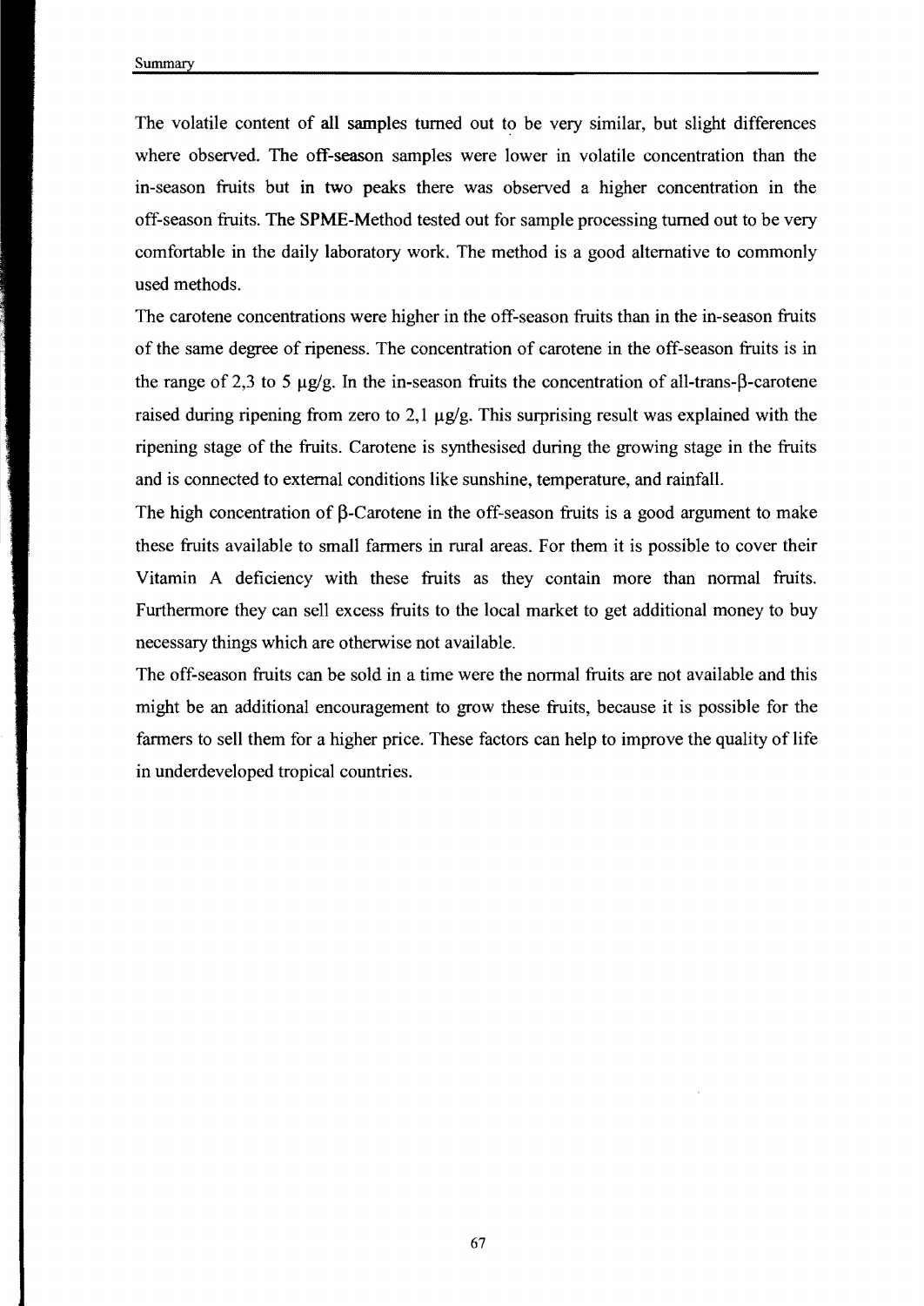The volatile content of all samples turned out to be very similar, but slight differences where observed. The off-season samples were lower in volatile concentration than the in-season fruits but in two peaks there was observed a higher concentration in the off-season fruits. The SPME-Method tested out for sample processing turned out to be very comfortable in the daily laboratory work. The method is a good alternative to commonly used methods.

The carotene concentrations were higher in the off-season fruits than in the in-season fruits of the same degree of ripeness. The concentration of carotene in the off-season fruits is in the range of 2,3 to 5 µg/g. In the in-season fruits the concentration of all-trans-β-carotene raised during ripening from zero to 2,1 µg/g. This surprising result was explained with the ripening stage of the fruits. Carotene is synthesised during the growing stage in the fruits and is connected to external conditions like sunshine, temperature, and rainfall.

The high concentration of β-Carotene in the off-season fruits is a good argument to make these fruits available to small farmers in rural areas. For them it is possible to cover their Vitamin A deficiency with these fruits as they contain more than normal fruits. Furthermore they can sell excess fruits to the local market to get additional money to buy necessary things which are otherwise not available.

The off-season fruits can be sold in a time were the normal fruits are not available and this might be an additional encouragement to grow these fruits, because it is possible for the farmers to sell them for a higher price. These factors can help to improve the quality of life in underdeveloped tropical countries.